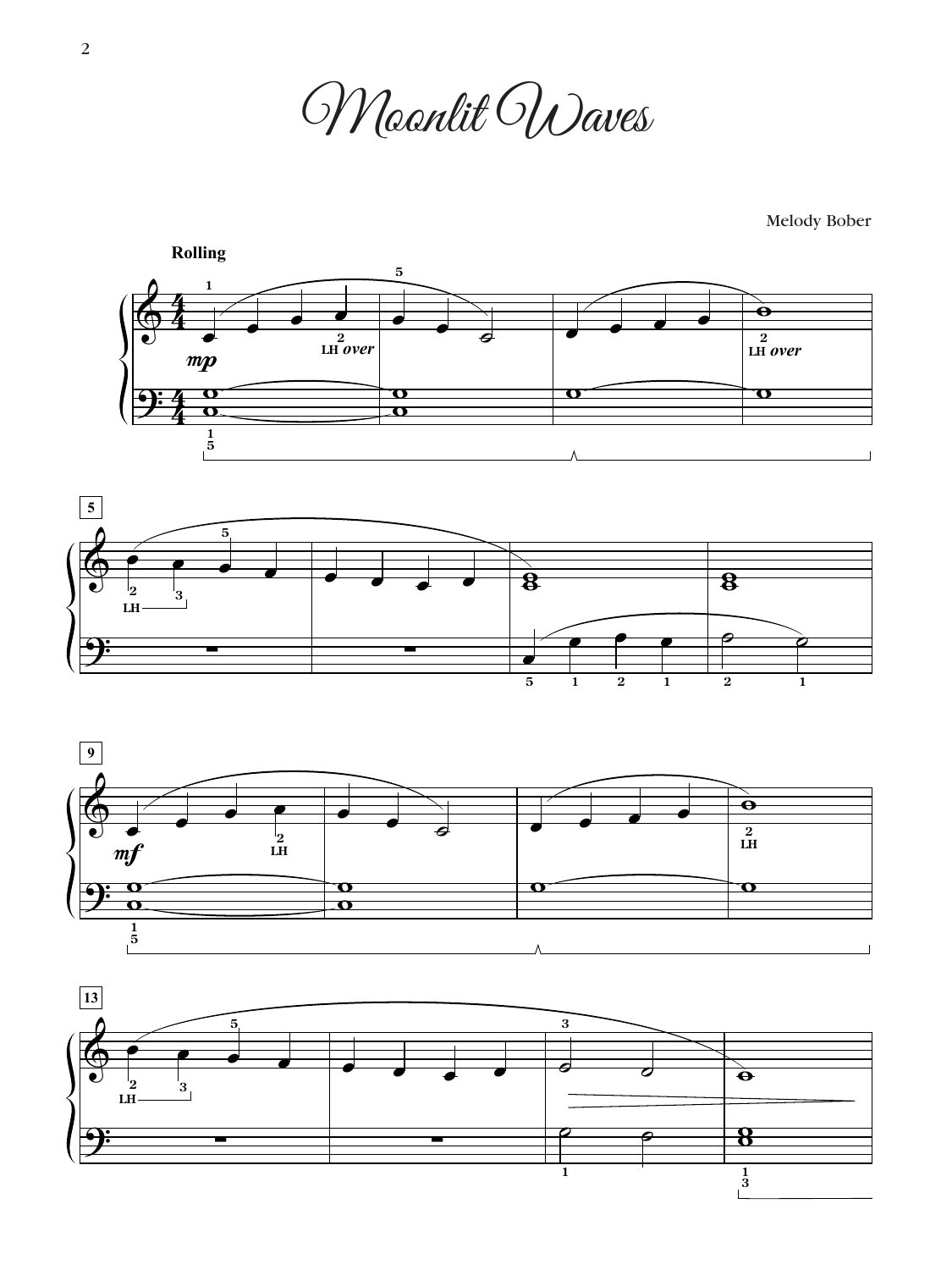# Moonlit Waves

Melody Bober

**Rolling**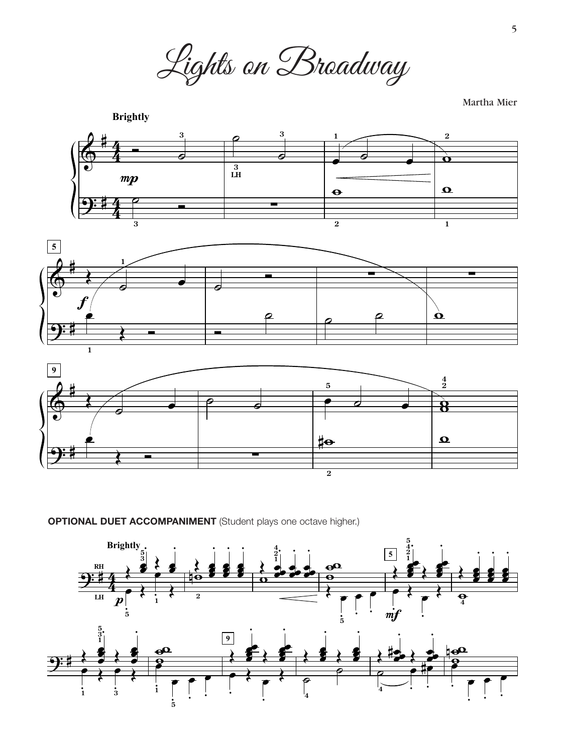# Lights on Broadway

Martha Mier

**OPTIONAL DUET ACCOMPANIMENT** (Student plays one octave higher.)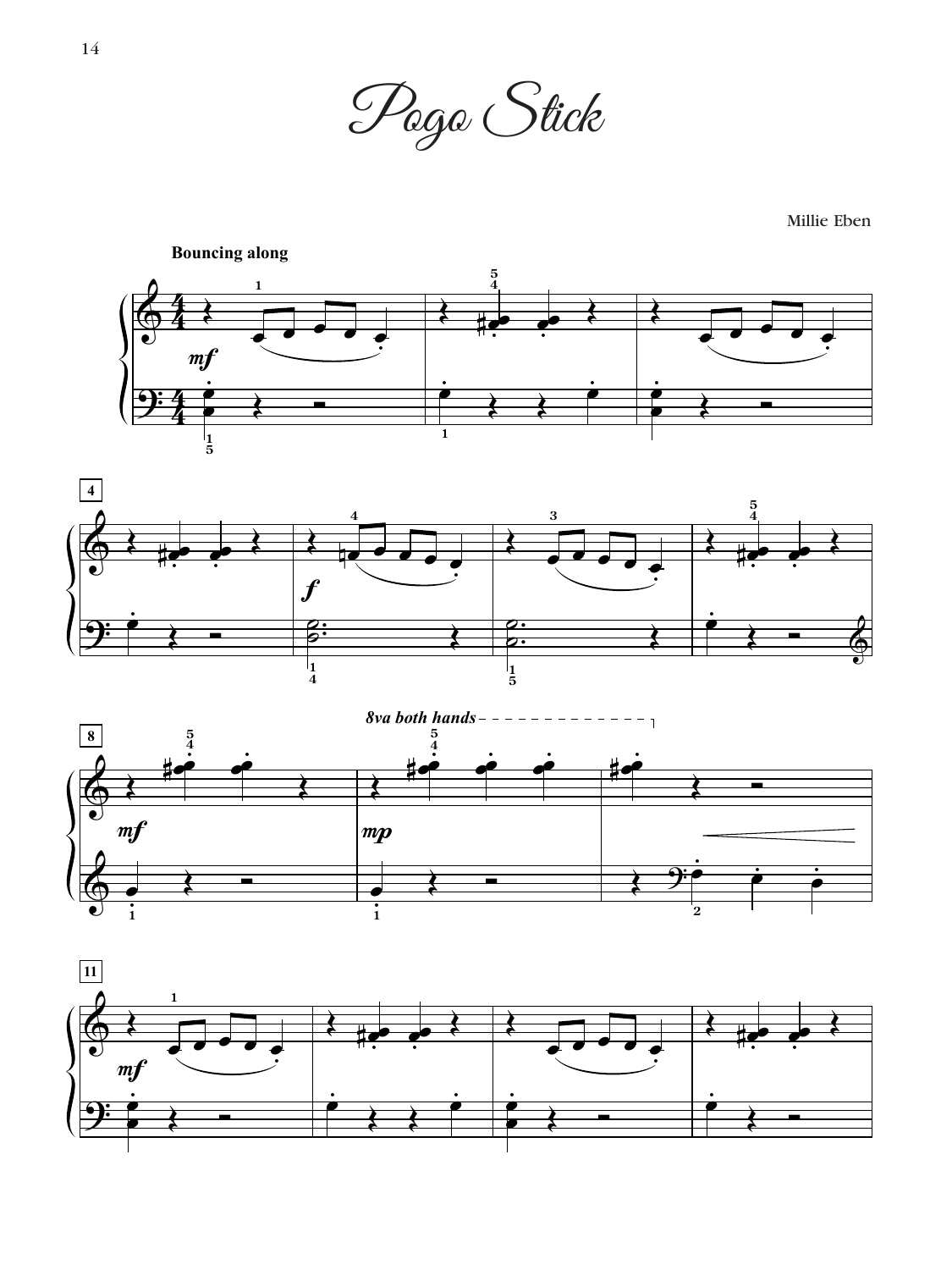# Pogo Stick

Millie Eben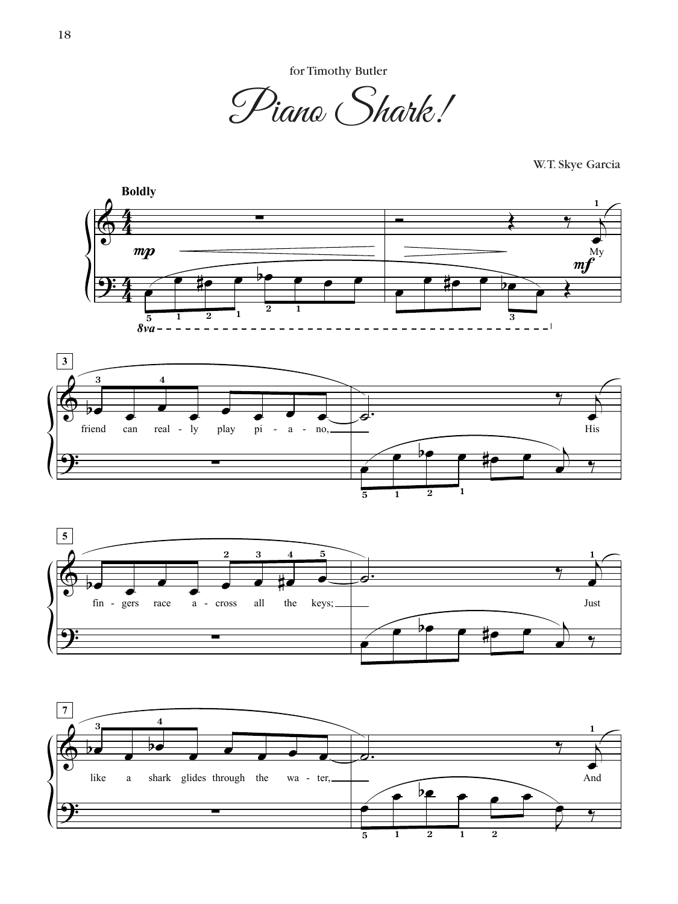for Timothy Butler

# Piano Shark!

W.T. Skye Garcia

**Boldly**

My friend can real - ly play pi - a - no, His fin - gers race a - cross all the keys; Just like a shark glides through the wa - ter, And